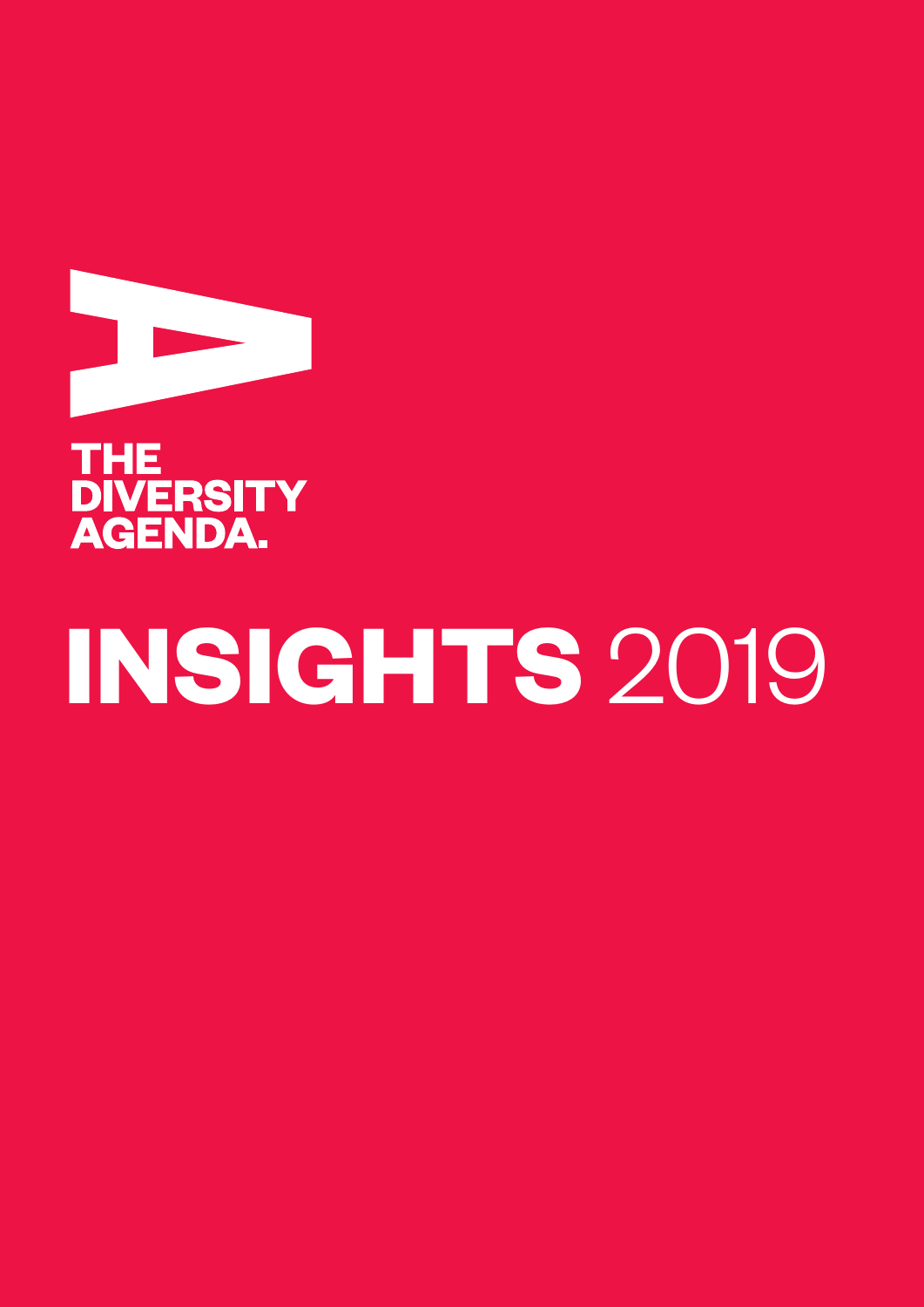THE DIVERSITY AGENDA.

# INSIGHTS 2019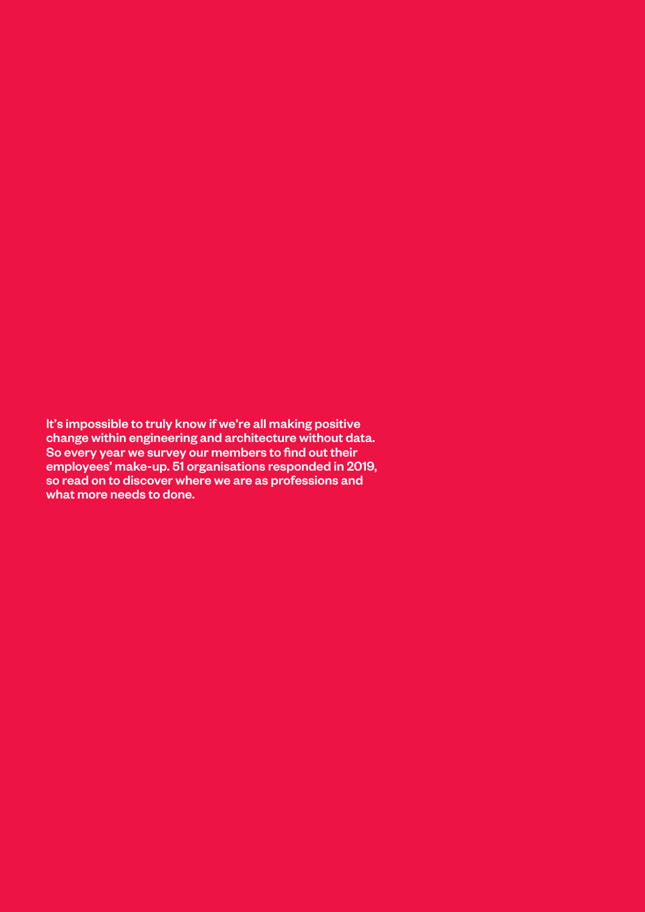**It's impossible to truly know if we're all making positive change within engineering and architecture without data. So every year we survey our members to find out their employees' make-up. 51 organisations responded in 2019, so read on to discover where we are as professions and what more needs to done.**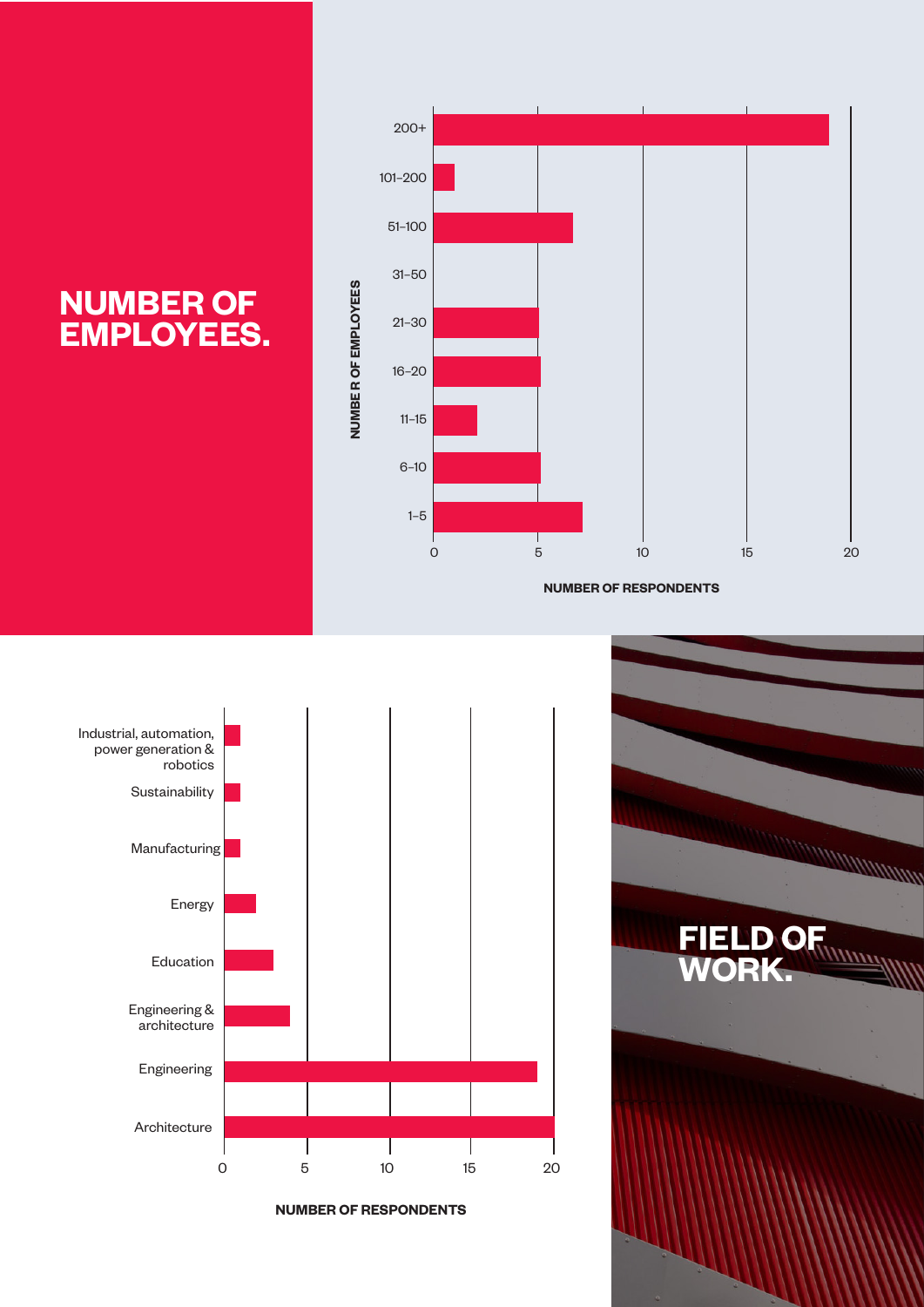# NUMBER OF EMPLOYEES.

NUMBE R OF EMPLOYEES

200+

101–200

51–100

31–50

21–30

16–20

11–15

6–10

1–5

0 5 10 15 20

NUMBER OF RESPONDENTS

Industrial, automation, power generation & robotics

Sustainability

Manufacturing

Energy

Education

Engineering & architecture

Engineering

Architecture

0 5 10 15 20

NUMBER OF RESPONDENTS

# FIELD OF WORK.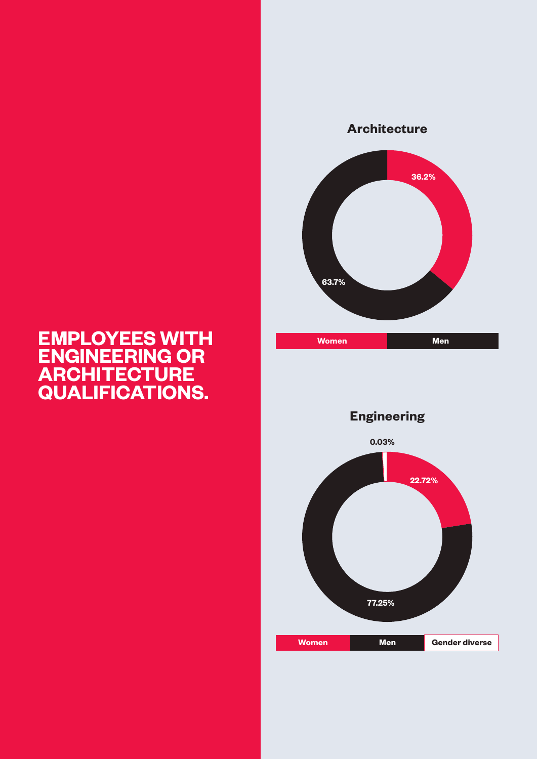# EMPLOYEES WITH ENGINEERING OR ARCHITECTURE QUALIFICATIONS.

## Architecture

| Women | Men |
| --- | --- |
| 36.2% | 63.7% |

## Engineering

| Women | Men | Gender diverse |
| --- | --- | --- |
| 22.72% | 77.25% | 0.03% |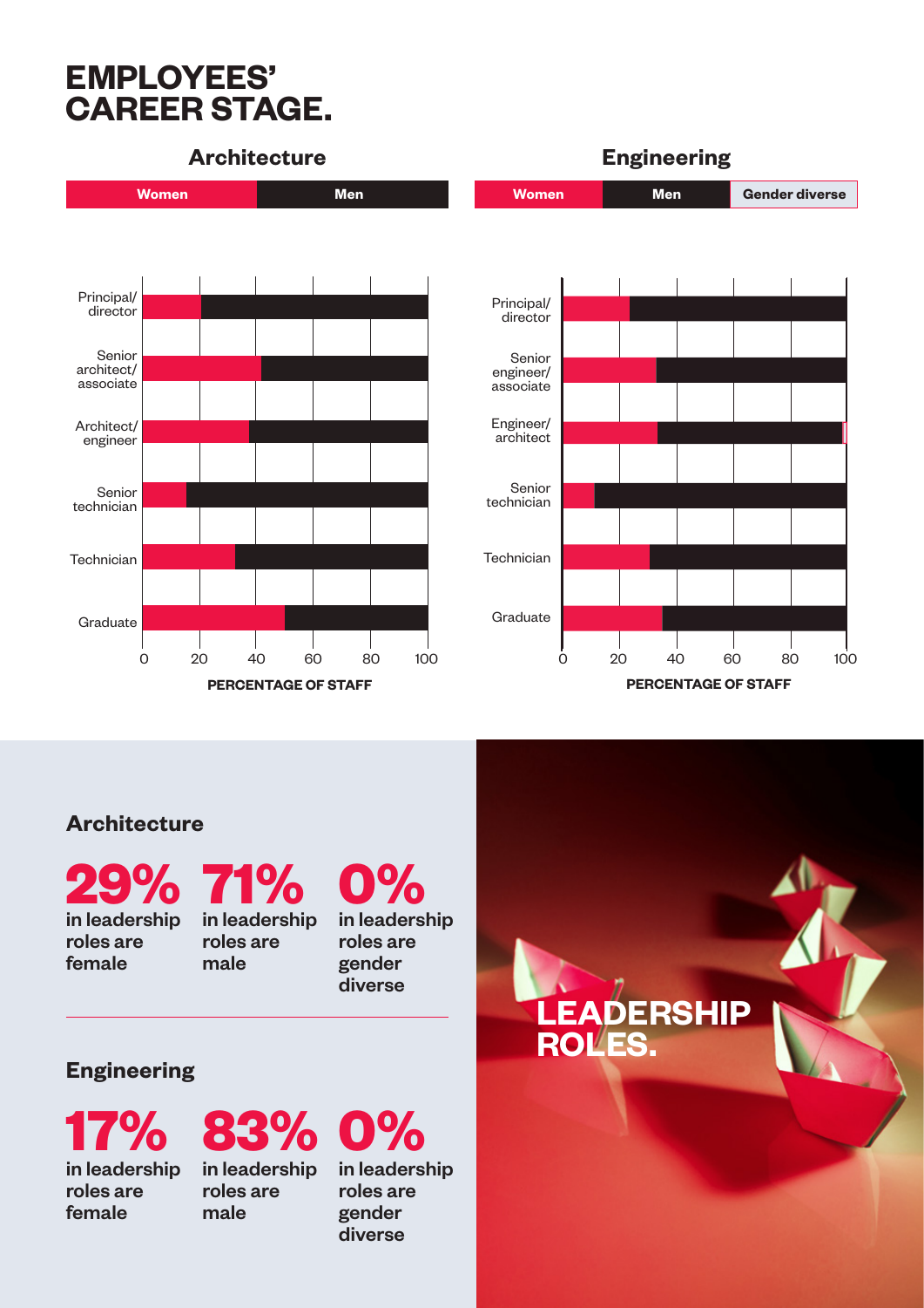# EMPLOYEES' CAREER STAGE.

## Architecture

Women | Men

Principal/director
Senior architect/associate
Architect/engineer
Senior technician
Technician
Graduate

0 20 40 60 80 100

PERCENTAGE OF STAFF

## Engineering

Women | Men | Gender diverse

Principal/director
Senior engineer/associate
Engineer/architect
Senior technician
Technician
Graduate

0 20 40 60 80 100

PERCENTAGE OF STAFF

### Architecture

**29%** in leadership roles are female

**71%** in leadership roles are male

**0%** in leadership roles are gender diverse

### Engineering

**17%** in leadership roles are female

**83%** in leadership roles are male

**0%** in leadership roles are gender diverse

## LEADERSHIP ROLES.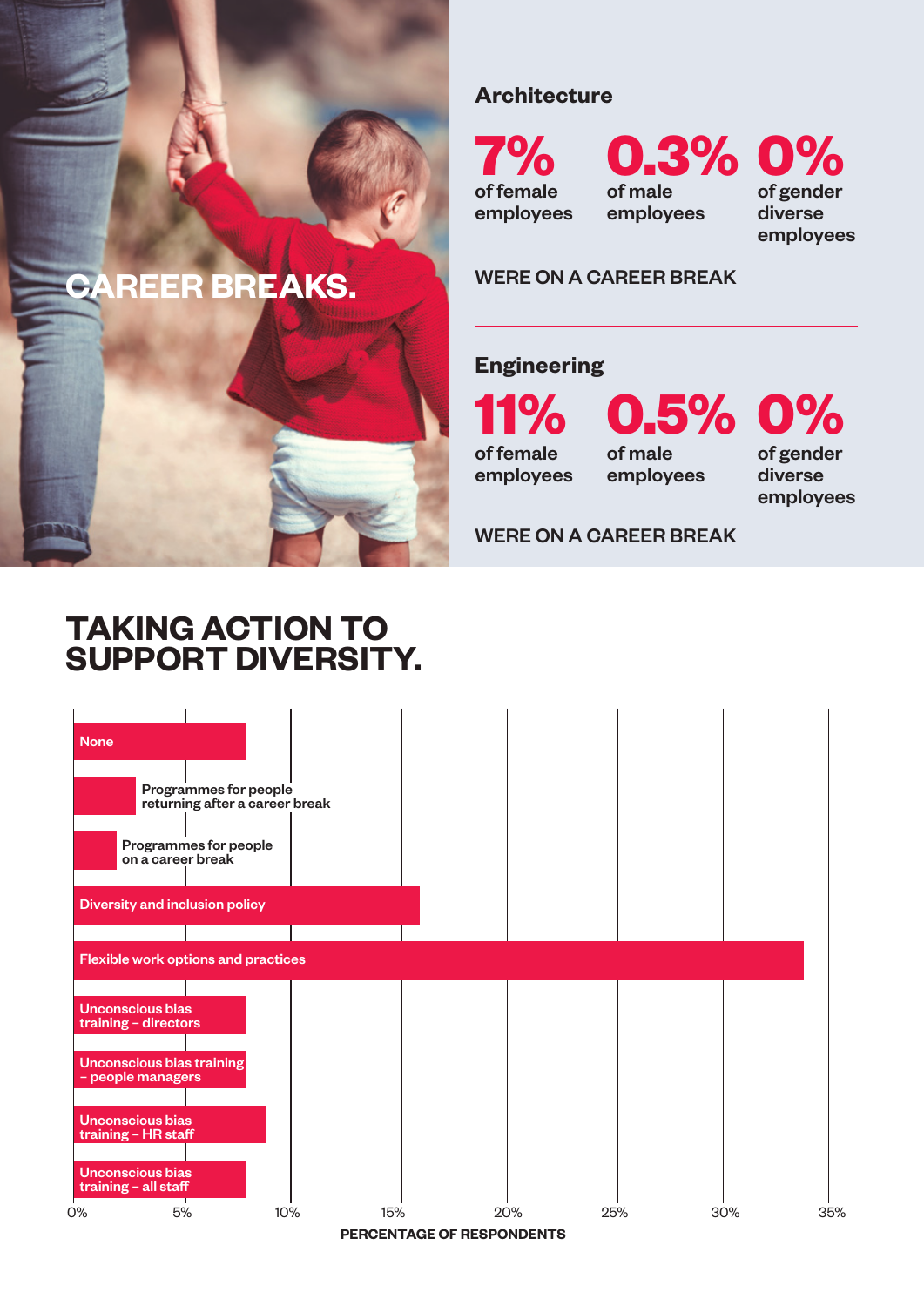# CAREER BREAKS.

### Architecture

**7%** of female employees

**0.3%** of male employees

**0%** of gender diverse employees

WERE ON A CAREER BREAK

### Engineering

**11%** of female employees

**0.5%** of male employees

**0%** of gender diverse employees

WERE ON A CAREER BREAK

## TAKING ACTION TO SUPPORT DIVERSITY.

- None
- Programmes for people returning after a career break
- Programmes for people on a career break
- Diversity and inclusion policy
- Flexible work options and practices
- Unconscious bias training – directors
- Unconscious bias training – people managers
- Unconscious bias training – HR staff
- Unconscious bias training – all staff

0% 5% 10% 15% 20% 25% 30% 35%

PERCENTAGE OF RESPONDENTS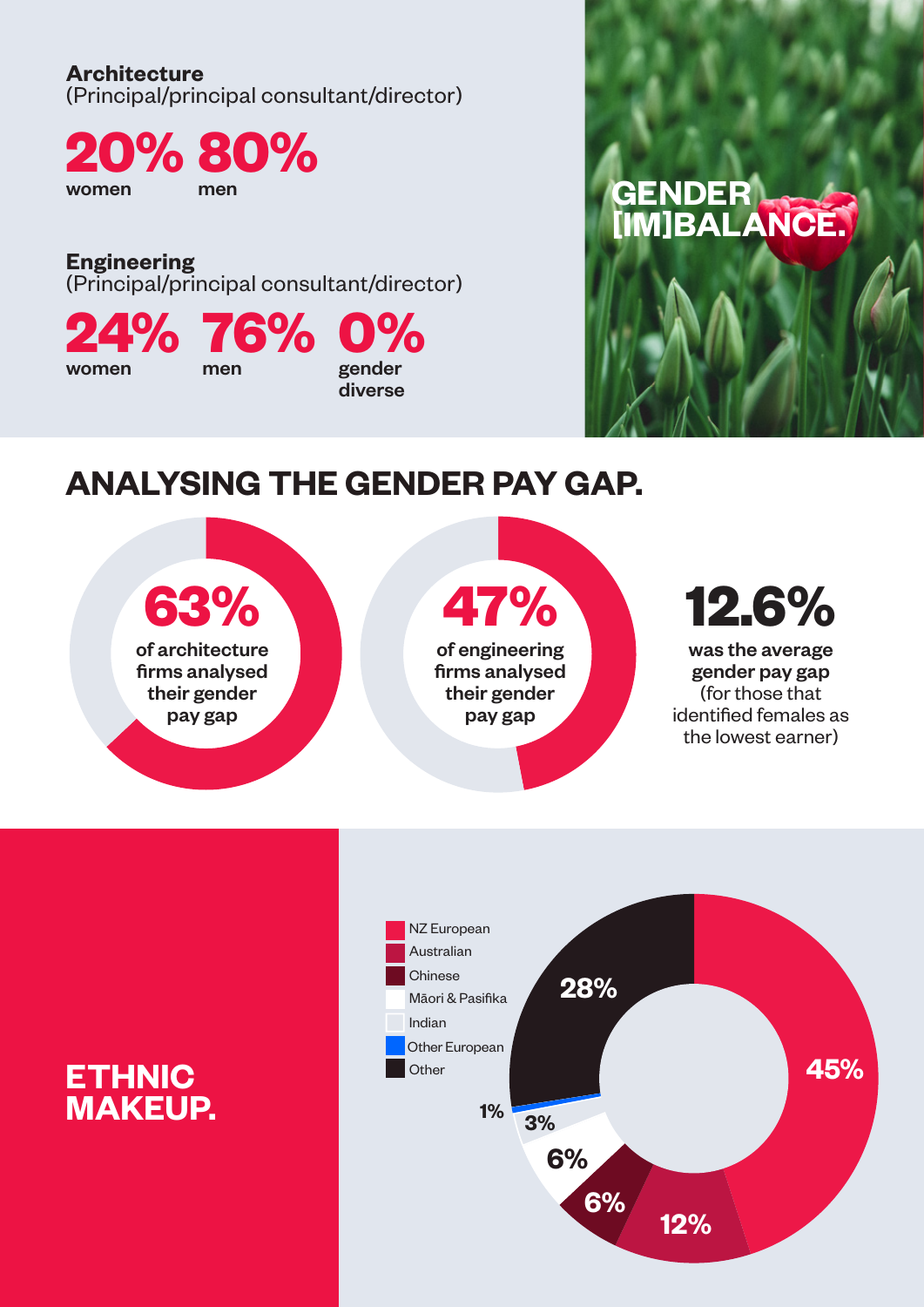**Architecture**
(Principal/principal consultant/director)

**20%** women **80%** men

**Engineering**
(Principal/principal consultant/director)

**24%** women **76%** men **0%** gender diverse

## GENDER [IM]BALANCE.

## ANALYSING THE GENDER PAY GAP.

**63%** of architecture firms analysed their gender pay gap

**47%** of engineering firms analysed their gender pay gap

**12.6%** was the average gender pay gap (for those that identified females as the lowest earner)

## ETHNIC MAKEUP.

| Ethnicity | % |
|---|---|
| NZ European | 45% |
| Australian | 12% |
| Chinese | 6% |
| Māori & Pasifika | 6% |
| Indian | 3% |
| Other European | 1% |
| Other | 28% |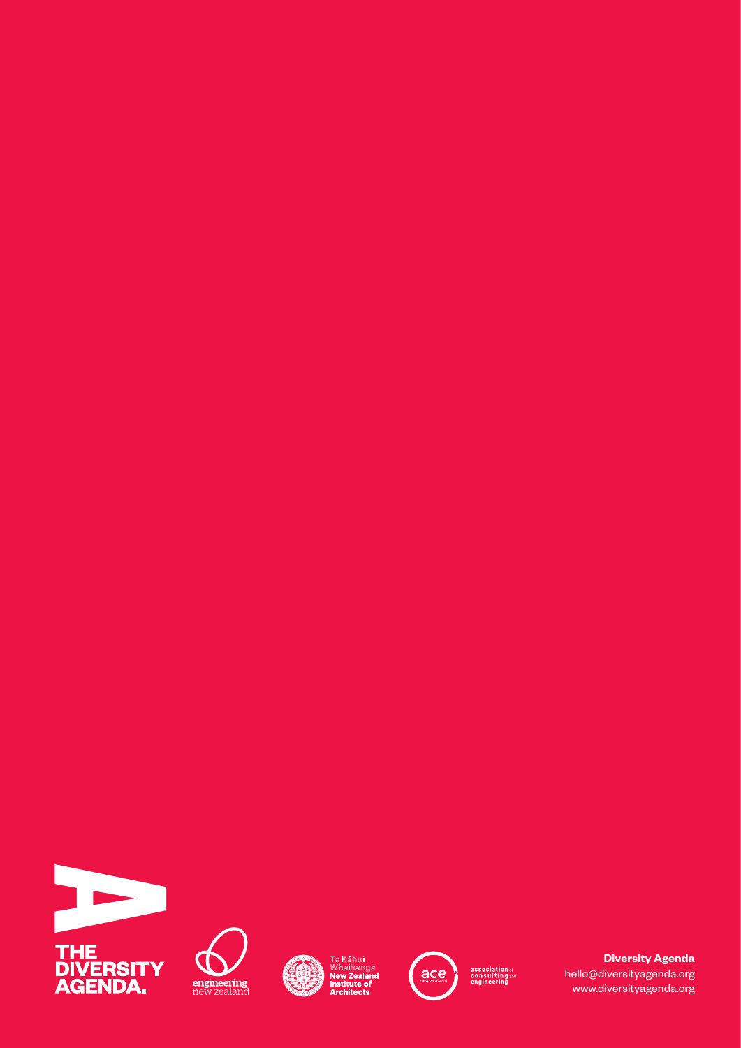THE DIVERSITY AGENDA.

engineering new zealand

Te Kāhui Whaihanga New Zealand Institute of Architects

ace new zealand association of consulting and engineering

**Diversity Agenda**
hello@diversityagenda.org
www.diversityagenda.org